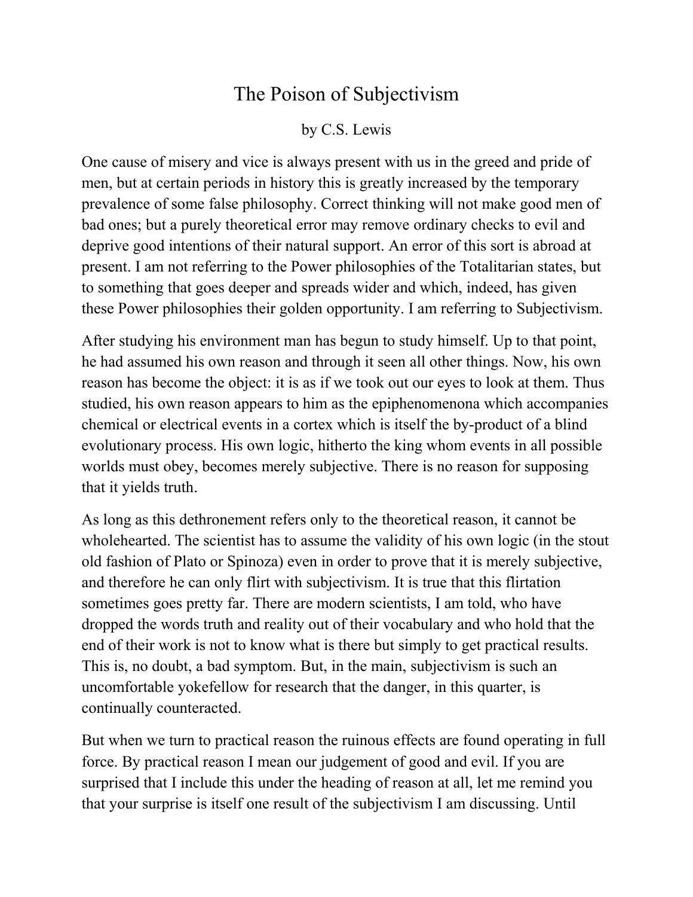# The Poison of Subjectivism

by C.S. Lewis

One cause of misery and vice is always present with us in the greed and pride of men, but at certain periods in history this is greatly increased by the temporary prevalence of some false philosophy. Correct thinking will not make good men of bad ones; but a purely theoretical error may remove ordinary checks to evil and deprive good intentions of their natural support. An error of this sort is abroad at present. I am not referring to the Power philosophies of the Totalitarian states, but to something that goes deeper and spreads wider and which, indeed, has given these Power philosophies their golden opportunity. I am referring to Subjectivism.

After studying his environment man has begun to study himself. Up to that point, he had assumed his own reason and through it seen all other things. Now, his own reason has become the object: it is as if we took out our eyes to look at them. Thus studied, his own reason appears to him as the epiphenomenona which accompanies chemical or electrical events in a cortex which is itself the by-product of a blind evolutionary process. His own logic, hitherto the king whom events in all possible worlds must obey, becomes merely subjective. There is no reason for supposing that it yields truth.

As long as this dethronement refers only to the theoretical reason, it cannot be wholehearted. The scientist has to assume the validity of his own logic (in the stout old fashion of Plato or Spinoza) even in order to prove that it is merely subjective, and therefore he can only flirt with subjectivism. It is true that this flirtation sometimes goes pretty far. There are modern scientists, I am told, who have dropped the words truth and reality out of their vocabulary and who hold that the end of their work is not to know what is there but simply to get practical results. This is, no doubt, a bad symptom. But, in the main, subjectivism is such an uncomfortable yokefellow for research that the danger, in this quarter, is continually counteracted.

But when we turn to practical reason the ruinous effects are found operating in full force. By practical reason I mean our judgement of good and evil. If you are surprised that I include this under the heading of reason at all, let me remind you that your surprise is itself one result of the subjectivism I am discussing. Until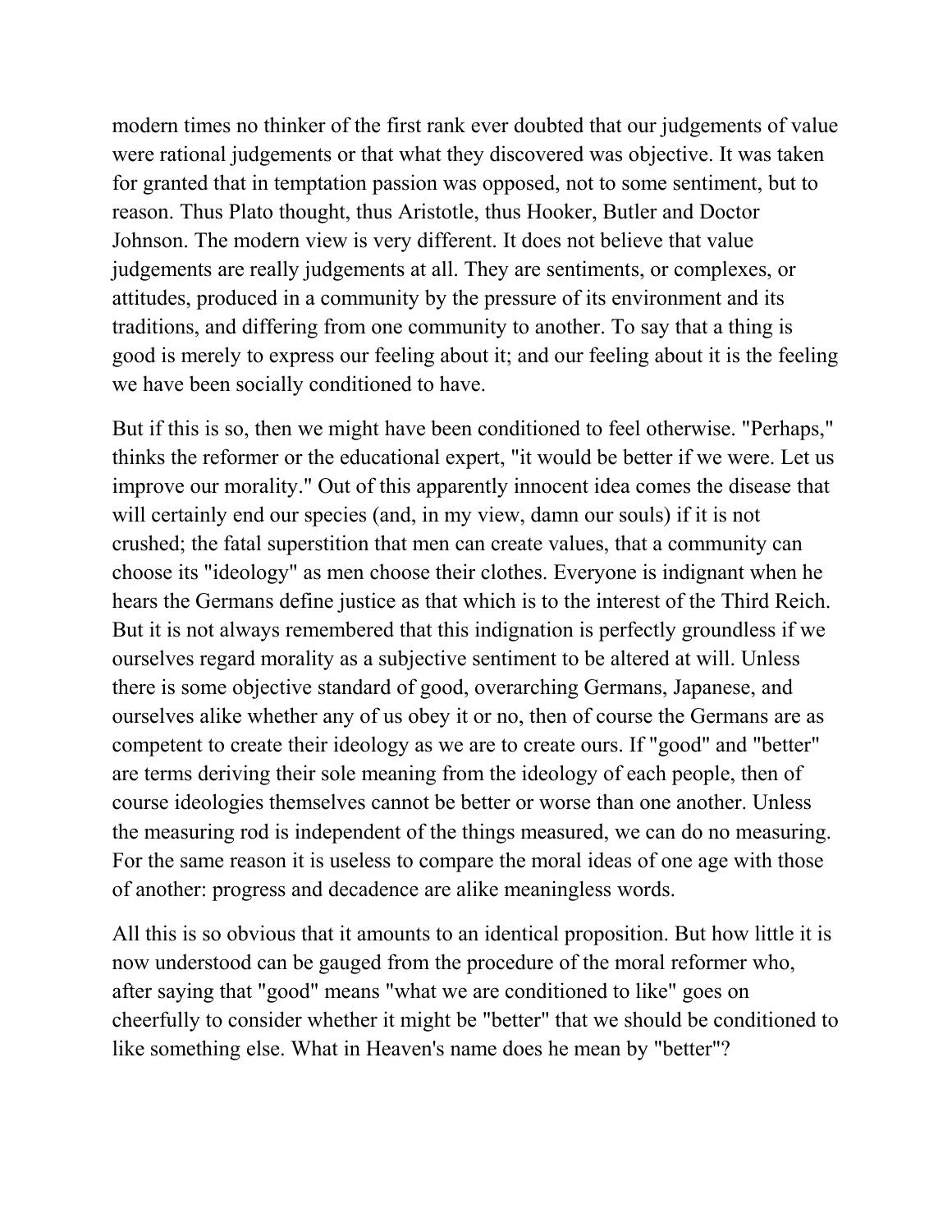modern times no thinker of the first rank ever doubted that our judgements of value were rational judgements or that what they discovered was objective. It was taken for granted that in temptation passion was opposed, not to some sentiment, but to reason. Thus Plato thought, thus Aristotle, thus Hooker, Butler and Doctor Johnson. The modern view is very different. It does not believe that value judgements are really judgements at all. They are sentiments, or complexes, or attitudes, produced in a community by the pressure of its environment and its traditions, and differing from one community to another. To say that a thing is good is merely to express our feeling about it; and our feeling about it is the feeling we have been socially conditioned to have.

But if this is so, then we might have been conditioned to feel otherwise. "Perhaps," thinks the reformer or the educational expert, "it would be better if we were. Let us improve our morality." Out of this apparently innocent idea comes the disease that will certainly end our species (and, in my view, damn our souls) if it is not crushed; the fatal superstition that men can create values, that a community can choose its "ideology" as men choose their clothes. Everyone is indignant when he hears the Germans define justice as that which is to the interest of the Third Reich. But it is not always remembered that this indignation is perfectly groundless if we ourselves regard morality as a subjective sentiment to be altered at will. Unless there is some objective standard of good, overarching Germans, Japanese, and ourselves alike whether any of us obey it or no, then of course the Germans are as competent to create their ideology as we are to create ours. If "good" and "better" are terms deriving their sole meaning from the ideology of each people, then of course ideologies themselves cannot be better or worse than one another. Unless the measuring rod is independent of the things measured, we can do no measuring. For the same reason it is useless to compare the moral ideas of one age with those of another: progress and decadence are alike meaningless words.

All this is so obvious that it amounts to an identical proposition. But how little it is now understood can be gauged from the procedure of the moral reformer who, after saying that "good" means "what we are conditioned to like" goes on cheerfully to consider whether it might be "better" that we should be conditioned to like something else. What in Heaven's name does he mean by "better"?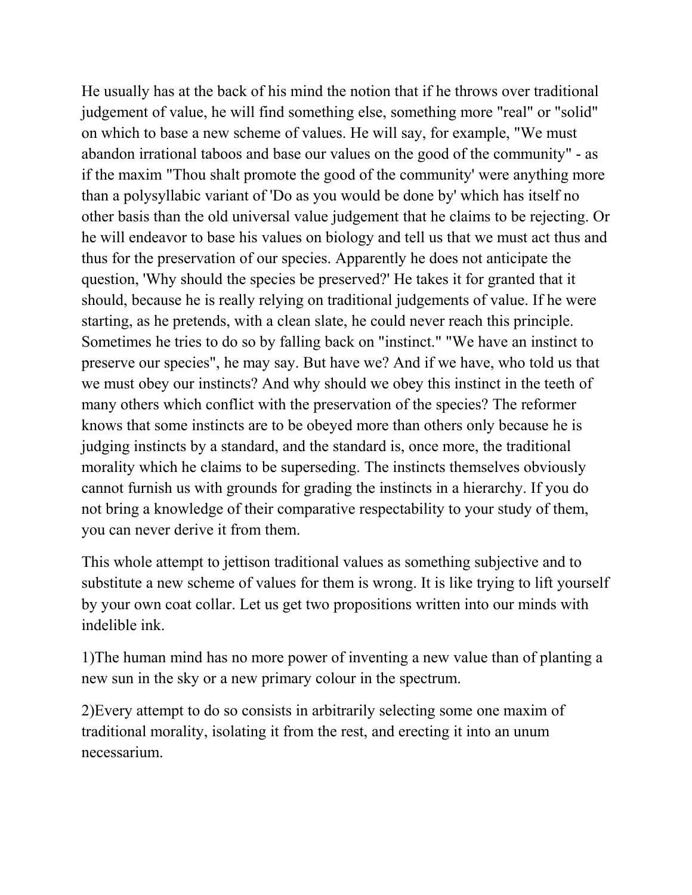He usually has at the back of his mind the notion that if he throws over traditional judgement of value, he will find something else, something more "real" or "solid" on which to base a new scheme of values. He will say, for example, "We must abandon irrational taboos and base our values on the good of the community" - as if the maxim "Thou shalt promote the good of the community' were anything more than a polysyllabic variant of 'Do as you would be done by' which has itself no other basis than the old universal value judgement that he claims to be rejecting. Or he will endeavor to base his values on biology and tell us that we must act thus and thus for the preservation of our species. Apparently he does not anticipate the question, 'Why should the species be preserved?' He takes it for granted that it should, because he is really relying on traditional judgements of value. If he were starting, as he pretends, with a clean slate, he could never reach this principle. Sometimes he tries to do so by falling back on "instinct." "We have an instinct to preserve our species", he may say. But have we? And if we have, who told us that we must obey our instincts? And why should we obey this instinct in the teeth of many others which conflict with the preservation of the species? The reformer knows that some instincts are to be obeyed more than others only because he is judging instincts by a standard, and the standard is, once more, the traditional morality which he claims to be superseding. The instincts themselves obviously cannot furnish us with grounds for grading the instincts in a hierarchy. If you do not bring a knowledge of their comparative respectability to your study of them, you can never derive it from them.

This whole attempt to jettison traditional values as something subjective and to substitute a new scheme of values for them is wrong. It is like trying to lift yourself by your own coat collar. Let us get two propositions written into our minds with indelible ink.

1)The human mind has no more power of inventing a new value than of planting a new sun in the sky or a new primary colour in the spectrum.

2)Every attempt to do so consists in arbitrarily selecting some one maxim of traditional morality, isolating it from the rest, and erecting it into an unum necessarium.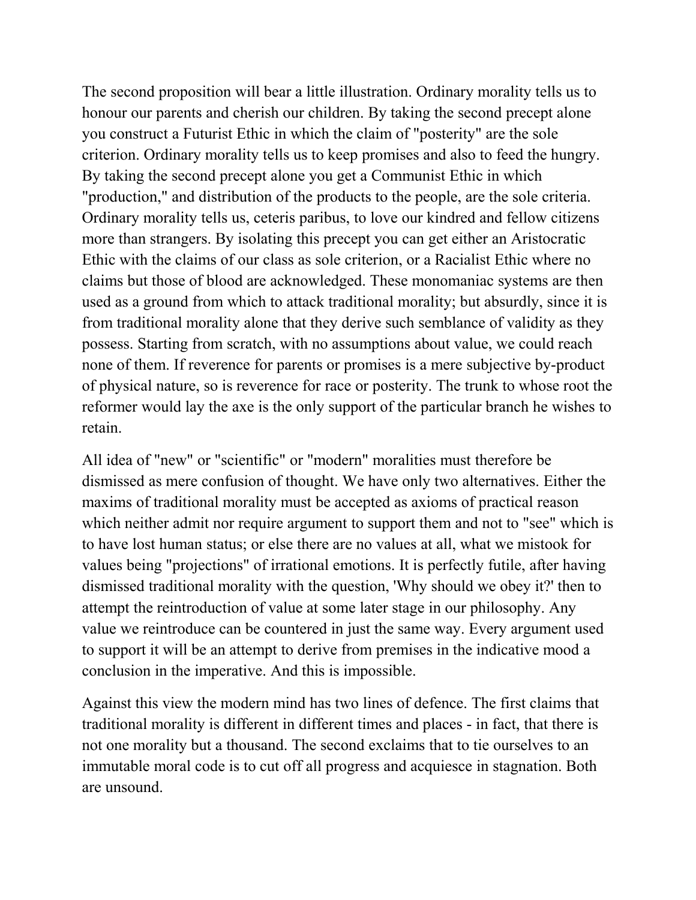The second proposition will bear a little illustration. Ordinary morality tells us to honour our parents and cherish our children. By taking the second precept alone you construct a Futurist Ethic in which the claim of "posterity" are the sole criterion. Ordinary morality tells us to keep promises and also to feed the hungry. By taking the second precept alone you get a Communist Ethic in which "production," and distribution of the products to the people, are the sole criteria. Ordinary morality tells us, ceteris paribus, to love our kindred and fellow citizens more than strangers. By isolating this precept you can get either an Aristocratic Ethic with the claims of our class as sole criterion, or a Racialist Ethic where no claims but those of blood are acknowledged. These monomaniac systems are then used as a ground from which to attack traditional morality; but absurdly, since it is from traditional morality alone that they derive such semblance of validity as they possess. Starting from scratch, with no assumptions about value, we could reach none of them. If reverence for parents or promises is a mere subjective by-product of physical nature, so is reverence for race or posterity. The trunk to whose root the reformer would lay the axe is the only support of the particular branch he wishes to retain.

All idea of "new" or "scientific" or "modern" moralities must therefore be dismissed as mere confusion of thought. We have only two alternatives. Either the maxims of traditional morality must be accepted as axioms of practical reason which neither admit nor require argument to support them and not to "see" which is to have lost human status; or else there are no values at all, what we mistook for values being "projections" of irrational emotions. It is perfectly futile, after having dismissed traditional morality with the question, 'Why should we obey it?' then to attempt the reintroduction of value at some later stage in our philosophy. Any value we reintroduce can be countered in just the same way. Every argument used to support it will be an attempt to derive from premises in the indicative mood a conclusion in the imperative. And this is impossible.

Against this view the modern mind has two lines of defence. The first claims that traditional morality is different in different times and places - in fact, that there is not one morality but a thousand. The second exclaims that to tie ourselves to an immutable moral code is to cut off all progress and acquiesce in stagnation. Both are unsound.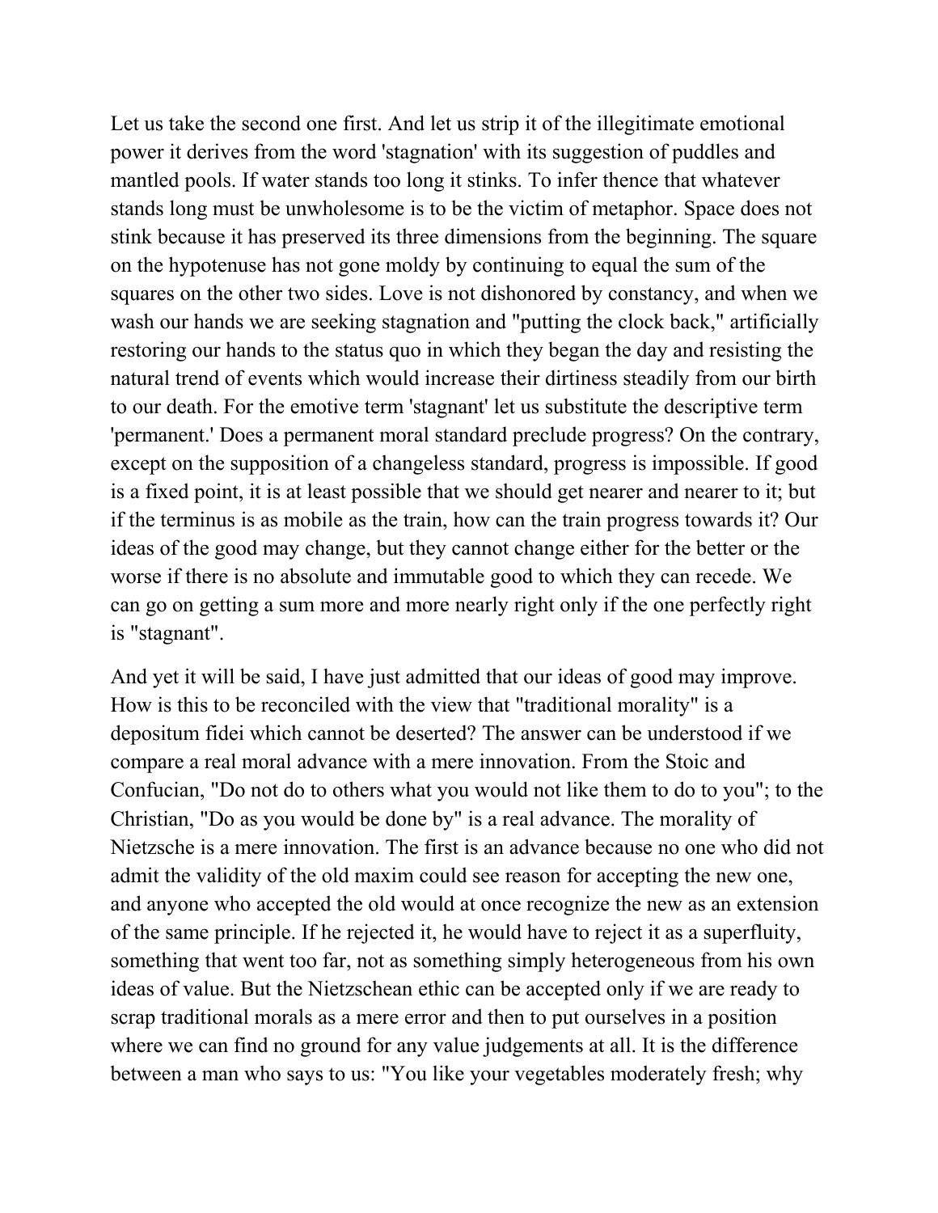Let us take the second one first. And let us strip it of the illegitimate emotional power it derives from the word 'stagnation' with its suggestion of puddles and mantled pools. If water stands too long it stinks. To infer thence that whatever stands long must be unwholesome is to be the victim of metaphor. Space does not stink because it has preserved its three dimensions from the beginning. The square on the hypotenuse has not gone moldy by continuing to equal the sum of the squares on the other two sides. Love is not dishonored by constancy, and when we wash our hands we are seeking stagnation and "putting the clock back," artificially restoring our hands to the status quo in which they began the day and resisting the natural trend of events which would increase their dirtiness steadily from our birth to our death. For the emotive term 'stagnant' let us substitute the descriptive term 'permanent.' Does a permanent moral standard preclude progress? On the contrary, except on the supposition of a changeless standard, progress is impossible. If good is a fixed point, it is at least possible that we should get nearer and nearer to it; but if the terminus is as mobile as the train, how can the train progress towards it? Our ideas of the good may change, but they cannot change either for the better or the worse if there is no absolute and immutable good to which they can recede. We can go on getting a sum more and more nearly right only if the one perfectly right is "stagnant".

And yet it will be said, I have just admitted that our ideas of good may improve. How is this to be reconciled with the view that "traditional morality" is a depositum fidei which cannot be deserted? The answer can be understood if we compare a real moral advance with a mere innovation. From the Stoic and Confucian, "Do not do to others what you would not like them to do to you"; to the Christian, "Do as you would be done by" is a real advance. The morality of Nietzsche is a mere innovation. The first is an advance because no one who did not admit the validity of the old maxim could see reason for accepting the new one, and anyone who accepted the old would at once recognize the new as an extension of the same principle. If he rejected it, he would have to reject it as a superfluity, something that went too far, not as something simply heterogeneous from his own ideas of value. But the Nietzschean ethic can be accepted only if we are ready to scrap traditional morals as a mere error and then to put ourselves in a position where we can find no ground for any value judgements at all. It is the difference between a man who says to us: "You like your vegetables moderately fresh; why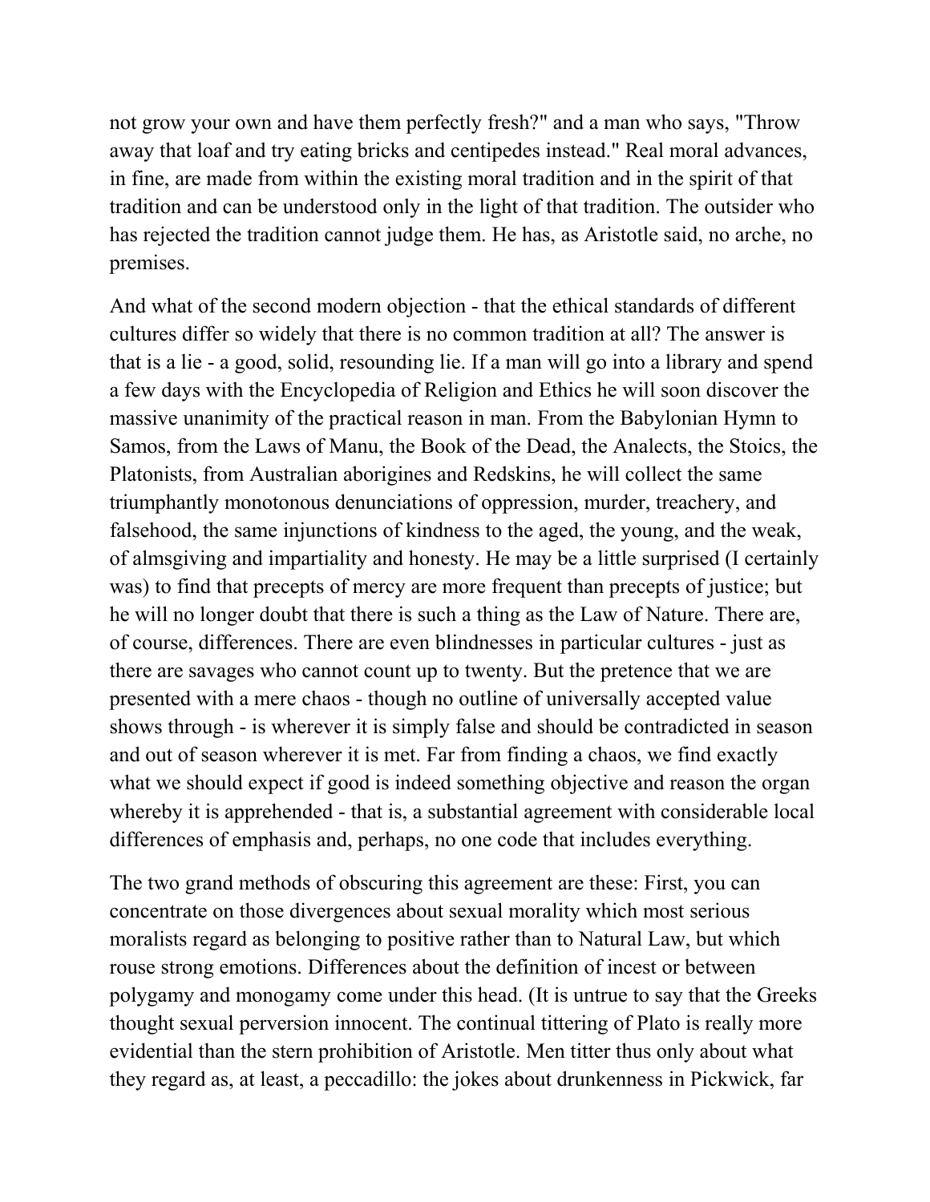not grow your own and have them perfectly fresh?" and a man who says, "Throw away that loaf and try eating bricks and centipedes instead." Real moral advances, in fine, are made from within the existing moral tradition and in the spirit of that tradition and can be understood only in the light of that tradition. The outsider who has rejected the tradition cannot judge them. He has, as Aristotle said, no arche, no premises.

And what of the second modern objection - that the ethical standards of different cultures differ so widely that there is no common tradition at all? The answer is that is a lie - a good, solid, resounding lie. If a man will go into a library and spend a few days with the Encyclopedia of Religion and Ethics he will soon discover the massive unanimity of the practical reason in man. From the Babylonian Hymn to Samos, from the Laws of Manu, the Book of the Dead, the Analects, the Stoics, the Platonists, from Australian aborigines and Redskins, he will collect the same triumphantly monotonous denunciations of oppression, murder, treachery, and falsehood, the same injunctions of kindness to the aged, the young, and the weak, of almsgiving and impartiality and honesty. He may be a little surprised (I certainly was) to find that precepts of mercy are more frequent than precepts of justice; but he will no longer doubt that there is such a thing as the Law of Nature. There are, of course, differences. There are even blindnesses in particular cultures - just as there are savages who cannot count up to twenty. But the pretence that we are presented with a mere chaos - though no outline of universally accepted value shows through - is wherever it is simply false and should be contradicted in season and out of season wherever it is met. Far from finding a chaos, we find exactly what we should expect if good is indeed something objective and reason the organ whereby it is apprehended - that is, a substantial agreement with considerable local differences of emphasis and, perhaps, no one code that includes everything.

The two grand methods of obscuring this agreement are these: First, you can concentrate on those divergences about sexual morality which most serious moralists regard as belonging to positive rather than to Natural Law, but which rouse strong emotions. Differences about the definition of incest or between polygamy and monogamy come under this head. (It is untrue to say that the Greeks thought sexual perversion innocent. The continual tittering of Plato is really more evidential than the stern prohibition of Aristotle. Men titter thus only about what they regard as, at least, a peccadillo: the jokes about drunkenness in Pickwick, far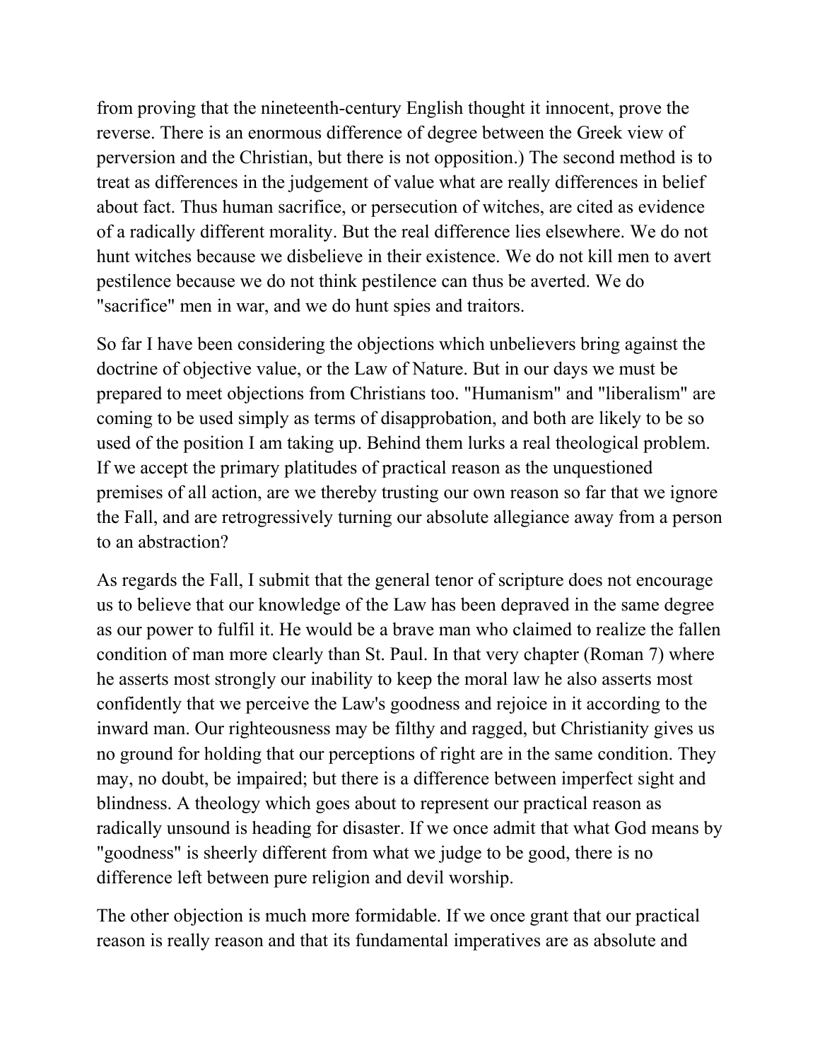from proving that the nineteenth-century English thought it innocent, prove the reverse. There is an enormous difference of degree between the Greek view of perversion and the Christian, but there is not opposition.) The second method is to treat as differences in the judgement of value what are really differences in belief about fact. Thus human sacrifice, or persecution of witches, are cited as evidence of a radically different morality. But the real difference lies elsewhere. We do not hunt witches because we disbelieve in their existence. We do not kill men to avert pestilence because we do not think pestilence can thus be averted. We do "sacrifice" men in war, and we do hunt spies and traitors.

So far I have been considering the objections which unbelievers bring against the doctrine of objective value, or the Law of Nature. But in our days we must be prepared to meet objections from Christians too. "Humanism" and "liberalism" are coming to be used simply as terms of disapprobation, and both are likely to be so used of the position I am taking up. Behind them lurks a real theological problem. If we accept the primary platitudes of practical reason as the unquestioned premises of all action, are we thereby trusting our own reason so far that we ignore the Fall, and are retrogressively turning our absolute allegiance away from a person to an abstraction?

As regards the Fall, I submit that the general tenor of scripture does not encourage us to believe that our knowledge of the Law has been depraved in the same degree as our power to fulfil it. He would be a brave man who claimed to realize the fallen condition of man more clearly than St. Paul. In that very chapter (Roman 7) where he asserts most strongly our inability to keep the moral law he also asserts most confidently that we perceive the Law's goodness and rejoice in it according to the inward man. Our righteousness may be filthy and ragged, but Christianity gives us no ground for holding that our perceptions of right are in the same condition. They may, no doubt, be impaired; but there is a difference between imperfect sight and blindness. A theology which goes about to represent our practical reason as radically unsound is heading for disaster. If we once admit that what God means by "goodness" is sheerly different from what we judge to be good, there is no difference left between pure religion and devil worship.

The other objection is much more formidable. If we once grant that our practical reason is really reason and that its fundamental imperatives are as absolute and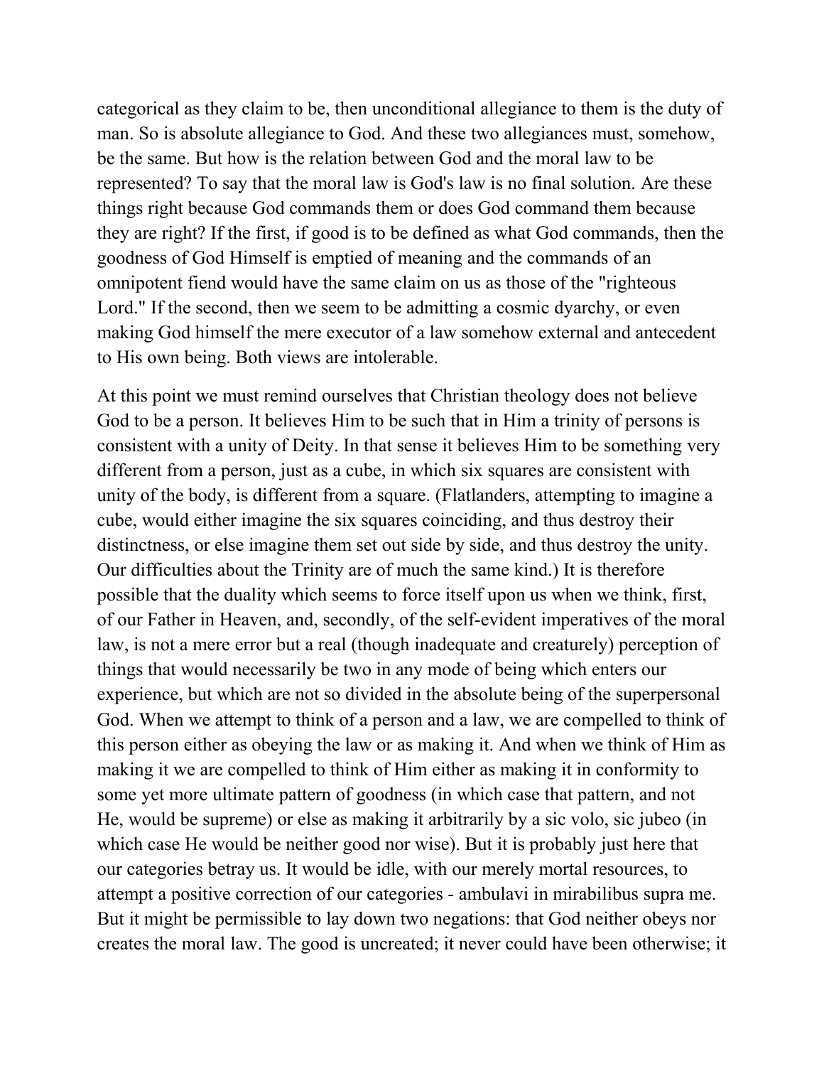categorical as they claim to be, then unconditional allegiance to them is the duty of man. So is absolute allegiance to God. And these two allegiances must, somehow, be the same. But how is the relation between God and the moral law to be represented? To say that the moral law is God's law is no final solution. Are these things right because God commands them or does God command them because they are right? If the first, if good is to be defined as what God commands, then the goodness of God Himself is emptied of meaning and the commands of an omnipotent fiend would have the same claim on us as those of the "righteous Lord." If the second, then we seem to be admitting a cosmic dyarchy, or even making God himself the mere executor of a law somehow external and antecedent to His own being. Both views are intolerable.

At this point we must remind ourselves that Christian theology does not believe God to be a person. It believes Him to be such that in Him a trinity of persons is consistent with a unity of Deity. In that sense it believes Him to be something very different from a person, just as a cube, in which six squares are consistent with unity of the body, is different from a square. (Flatlanders, attempting to imagine a cube, would either imagine the six squares coinciding, and thus destroy their distinctness, or else imagine them set out side by side, and thus destroy the unity. Our difficulties about the Trinity are of much the same kind.) It is therefore possible that the duality which seems to force itself upon us when we think, first, of our Father in Heaven, and, secondly, of the self-evident imperatives of the moral law, is not a mere error but a real (though inadequate and creaturely) perception of things that would necessarily be two in any mode of being which enters our experience, but which are not so divided in the absolute being of the superpersonal God. When we attempt to think of a person and a law, we are compelled to think of this person either as obeying the law or as making it. And when we think of Him as making it we are compelled to think of Him either as making it in conformity to some yet more ultimate pattern of goodness (in which case that pattern, and not He, would be supreme) or else as making it arbitrarily by a sic volo, sic jubeo (in which case He would be neither good nor wise). But it is probably just here that our categories betray us. It would be idle, with our merely mortal resources, to attempt a positive correction of our categories - ambulavi in mirabilibus supra me. But it might be permissible to lay down two negations: that God neither obeys nor creates the moral law. The good is uncreated; it never could have been otherwise; it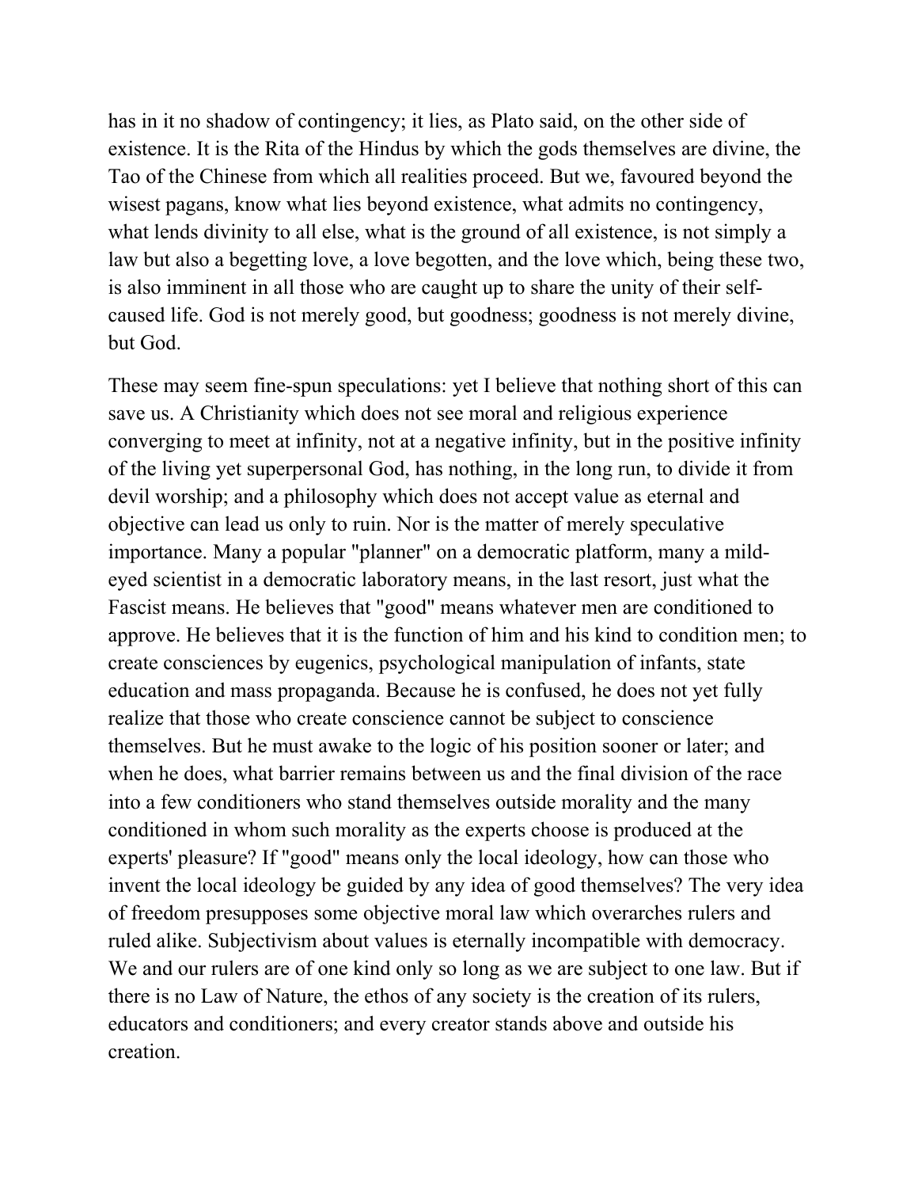has in it no shadow of contingency; it lies, as Plato said, on the other side of existence. It is the Rita of the Hindus by which the gods themselves are divine, the Tao of the Chinese from which all realities proceed. But we, favoured beyond the wisest pagans, know what lies beyond existence, what admits no contingency, what lends divinity to all else, what is the ground of all existence, is not simply a law but also a begetting love, a love begotten, and the love which, being these two, is also imminent in all those who are caught up to share the unity of their self-caused life. God is not merely good, but goodness; goodness is not merely divine, but God.

These may seem fine-spun speculations: yet I believe that nothing short of this can save us. A Christianity which does not see moral and religious experience converging to meet at infinity, not at a negative infinity, but in the positive infinity of the living yet superpersonal God, has nothing, in the long run, to divide it from devil worship; and a philosophy which does not accept value as eternal and objective can lead us only to ruin. Nor is the matter of merely speculative importance. Many a popular "planner" on a democratic platform, many a mild-eyed scientist in a democratic laboratory means, in the last resort, just what the Fascist means. He believes that "good" means whatever men are conditioned to approve. He believes that it is the function of him and his kind to condition men; to create consciences by eugenics, psychological manipulation of infants, state education and mass propaganda. Because he is confused, he does not yet fully realize that those who create conscience cannot be subject to conscience themselves. But he must awake to the logic of his position sooner or later; and when he does, what barrier remains between us and the final division of the race into a few conditioners who stand themselves outside morality and the many conditioned in whom such morality as the experts choose is produced at the experts' pleasure? If "good" means only the local ideology, how can those who invent the local ideology be guided by any idea of good themselves? The very idea of freedom presupposes some objective moral law which overarches rulers and ruled alike. Subjectivism about values is eternally incompatible with democracy. We and our rulers are of one kind only so long as we are subject to one law. But if there is no Law of Nature, the ethos of any society is the creation of its rulers, educators and conditioners; and every creator stands above and outside his creation.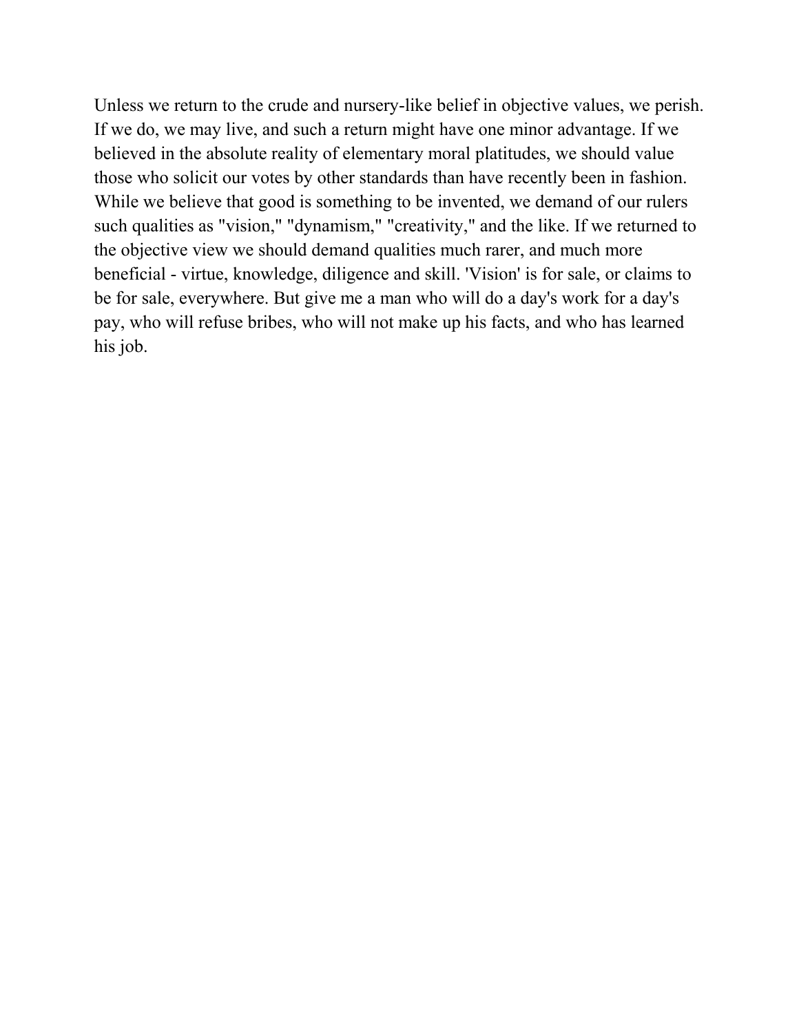Unless we return to the crude and nursery-like belief in objective values, we perish. If we do, we may live, and such a return might have one minor advantage. If we believed in the absolute reality of elementary moral platitudes, we should value those who solicit our votes by other standards than have recently been in fashion. While we believe that good is something to be invented, we demand of our rulers such qualities as "vision," "dynamism," "creativity," and the like. If we returned to the objective view we should demand qualities much rarer, and much more beneficial - virtue, knowledge, diligence and skill. 'Vision' is for sale, or claims to be for sale, everywhere. But give me a man who will do a day's work for a day's pay, who will refuse bribes, who will not make up his facts, and who has learned his job.